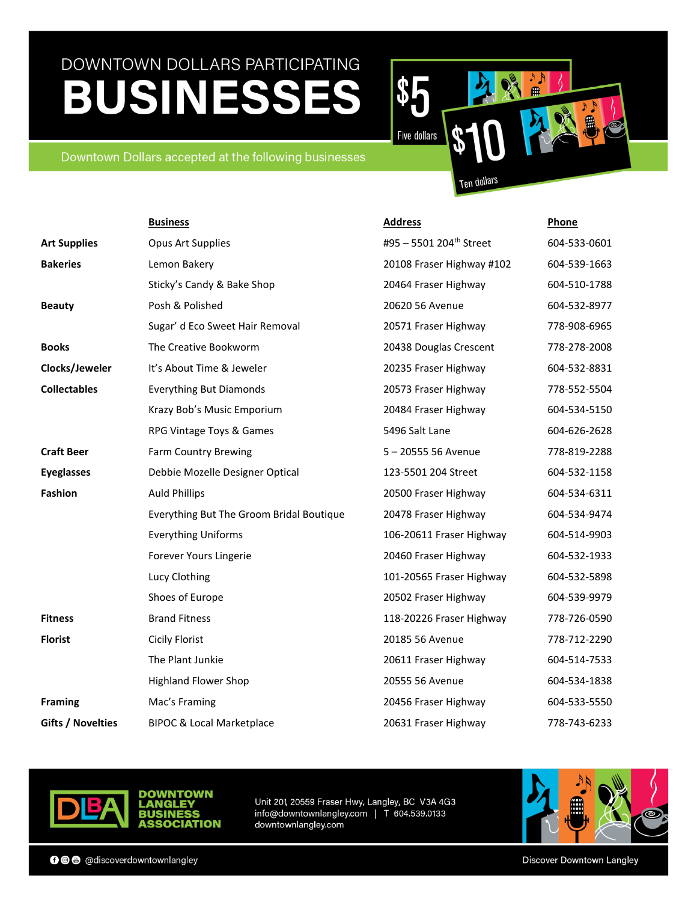DOWNTOWN DOLLARS PARTICIPATING

# BUSINESSES

Downtown Dollars accepted at the following businesses

| | Business | Address | Phone |
|---|---|---|---|
| **Art Supplies** | Opus Art Supplies | #95 – 5501 204th Street | 604-533-0601 |
| **Bakeries** | Lemon Bakery | 20108 Fraser Highway #102 | 604-539-1663 |
| | Sticky's Candy & Bake Shop | 20464 Fraser Highway | 604-510-1788 |
| **Beauty** | Posh & Polished | 20620 56 Avenue | 604-532-8977 |
| | Sugar' d Eco Sweet Hair Removal | 20571 Fraser Highway | 778-908-6965 |
| **Books** | The Creative Bookworm | 20438 Douglas Crescent | 778-278-2008 |
| **Clocks/Jeweler** | It's About Time & Jeweler | 20235 Fraser Highway | 604-532-8831 |
| **Collectables** | Everything But Diamonds | 20573 Fraser Highway | 778-552-5504 |
| | Krazy Bob's Music Emporium | 20484 Fraser Highway | 604-534-5150 |
| | RPG Vintage Toys & Games | 5496 Salt Lane | 604-626-2628 |
| **Craft Beer** | Farm Country Brewing | 5 – 20555 56 Avenue | 778-819-2288 |
| **Eyeglasses** | Debbie Mozelle Designer Optical | 123-5501 204 Street | 604-532-1158 |
| **Fashion** | Auld Phillips | 20500 Fraser Highway | 604-534-6311 |
| | Everything But The Groom Bridal Boutique | 20478 Fraser Highway | 604-534-9474 |
| | Everything Uniforms | 106-20611 Fraser Highway | 604-514-9903 |
| | Forever Yours Lingerie | 20460 Fraser Highway | 604-532-1933 |
| | Lucy Clothing | 101-20565 Fraser Highway | 604-532-5898 |
| | Shoes of Europe | 20502 Fraser Highway | 604-539-9979 |
| **Fitness** | Brand Fitness | 118-20226 Fraser Highway | 778-726-0590 |
| **Florist** | Cicily Florist | 20185 56 Avenue | 778-712-2290 |
| | The Plant Junkie | 20611 Fraser Highway | 604-514-7533 |
| | Highland Flower Shop | 20555 56 Avenue | 604-534-1838 |
| **Framing** | Mac's Framing | 20456 Fraser Highway | 604-533-5550 |
| **Gifts / Novelties** | BIPOC & Local Marketplace | 20631 Fraser Highway | 778-743-6233 |

DOWNTOWN LANGLEY BUSINESS ASSOCIATION

Unit 201, 20559 Fraser Hwy, Langley, BC V3A 4G3
info@downtownlangley.com | T 604.539.0133
downtownlangley.com

@discoverdowntownlangley

Discover Downtown Langley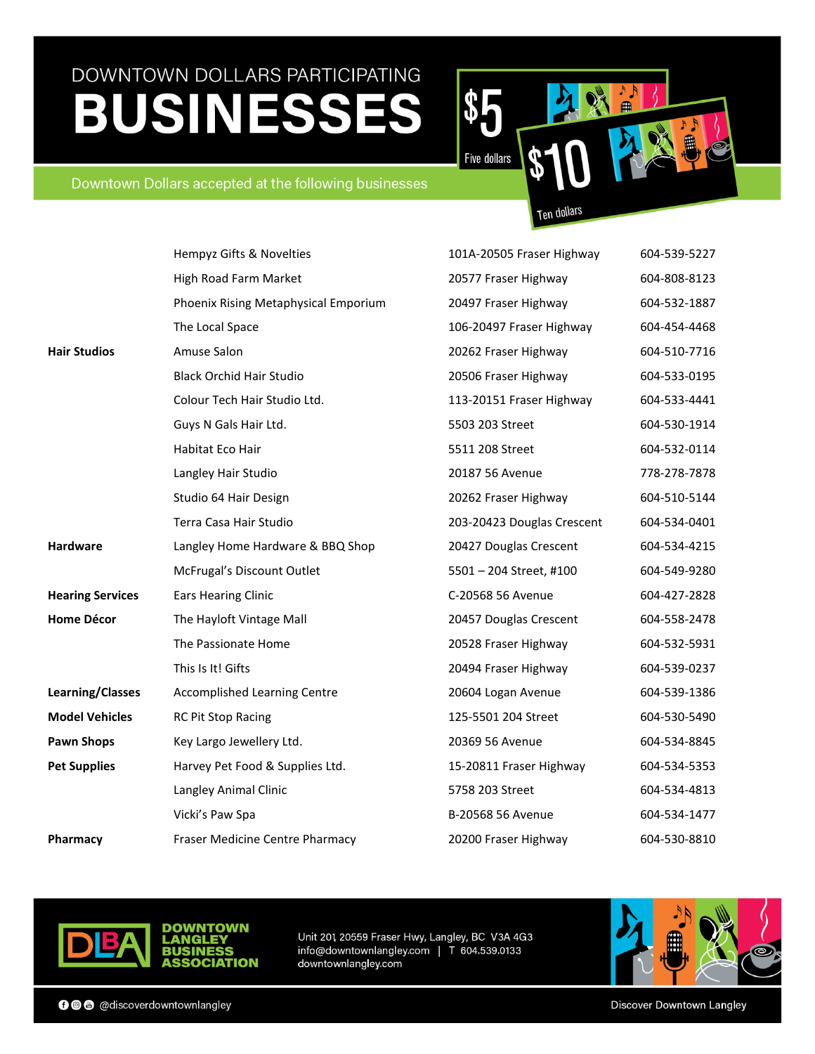# DOWNTOWN DOLLARS PARTICIPATING BUSINESSES

Downtown Dollars accepted at the following businesses

| Category | Business | Address | Phone |
|---|---|---|---|
| | Hempyz Gifts & Novelties | 101A-20505 Fraser Highway | 604-539-5227 |
| | High Road Farm Market | 20577 Fraser Highway | 604-808-8123 |
| | Phoenix Rising Metaphysical Emporium | 20497 Fraser Highway | 604-532-1887 |
| | The Local Space | 106-20497 Fraser Highway | 604-454-4468 |
| **Hair Studios** | Amuse Salon | 20262 Fraser Highway | 604-510-7716 |
| | Black Orchid Hair Studio | 20506 Fraser Highway | 604-533-0195 |
| | Colour Tech Hair Studio Ltd. | 113-20151 Fraser Highway | 604-533-4441 |
| | Guys N Gals Hair Ltd. | 5503 203 Street | 604-530-1914 |
| | Habitat Eco Hair | 5511 208 Street | 604-532-0114 |
| | Langley Hair Studio | 20187 56 Avenue | 778-278-7878 |
| | Studio 64 Hair Design | 20262 Fraser Highway | 604-510-5144 |
| | Terra Casa Hair Studio | 203-20423 Douglas Crescent | 604-534-0401 |
| **Hardware** | Langley Home Hardware & BBQ Shop | 20427 Douglas Crescent | 604-534-4215 |
| | McFrugal's Discount Outlet | 5501 – 204 Street, #100 | 604-549-9280 |
| **Hearing Services** | Ears Hearing Clinic | C-20568 56 Avenue | 604-427-2828 |
| **Home Décor** | The Hayloft Vintage Mall | 20457 Douglas Crescent | 604-558-2478 |
| | The Passionate Home | 20528 Fraser Highway | 604-532-5931 |
| | This Is It! Gifts | 20494 Fraser Highway | 604-539-0237 |
| **Learning/Classes** | Accomplished Learning Centre | 20604 Logan Avenue | 604-539-1386 |
| **Model Vehicles** | RC Pit Stop Racing | 125-5501 204 Street | 604-530-5490 |
| **Pawn Shops** | Key Largo Jewellery Ltd. | 20369 56 Avenue | 604-534-8845 |
| **Pet Supplies** | Harvey Pet Food & Supplies Ltd. | 15-20811 Fraser Highway | 604-534-5353 |
| | Langley Animal Clinic | 5758 203 Street | 604-534-4813 |
| | Vicki's Paw Spa | B-20568 56 Avenue | 604-534-1477 |
| **Pharmacy** | Fraser Medicine Centre Pharmacy | 20200 Fraser Highway | 604-530-8810 |

**DOWNTOWN LANGLEY BUSINESS ASSOCIATION**

Unit 201, 20559 Fraser Hwy, Langley, BC V3A 4G3
info@downtownlangley.com | T 604.539.0133
downtownlangley.com

@discoverdowntownlangley

Discover Downtown Langley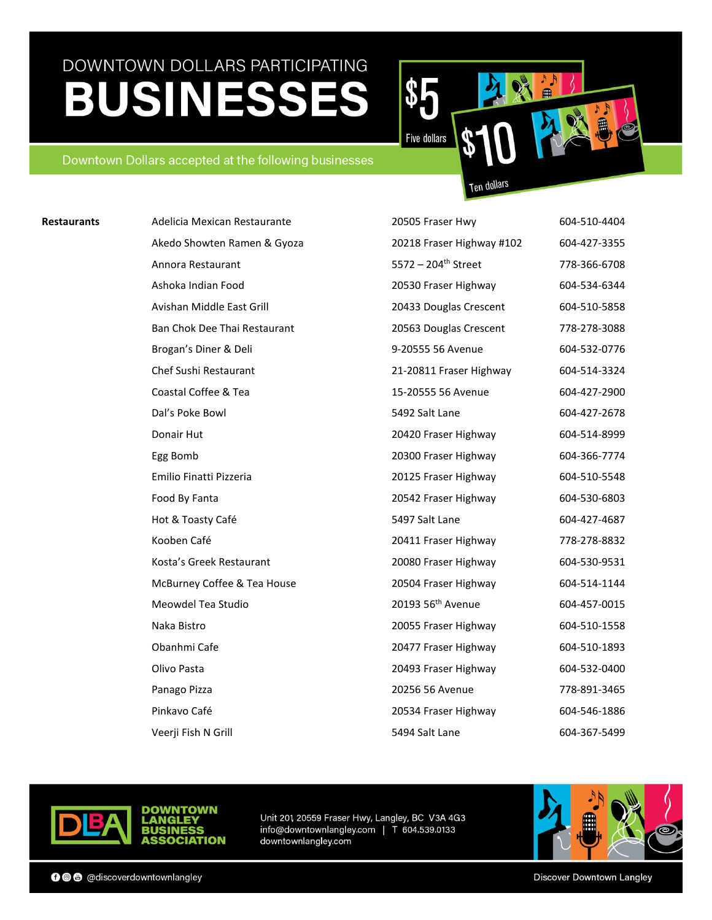# DOWNTOWN DOLLARS PARTICIPATING BUSINESSES

Downtown Dollars accepted at the following businesses

| | | | |
|---|---|---|---|
| **Restaurants** | Adelicia Mexican Restaurante | 20505 Fraser Hwy | 604-510-4404 |
| | Akedo Showten Ramen & Gyoza | 20218 Fraser Highway #102 | 604-427-3355 |
| | Annora Restaurant | 5572 – 204th Street | 778-366-6708 |
| | Ashoka Indian Food | 20530 Fraser Highway | 604-534-6344 |
| | Avishan Middle East Grill | 20433 Douglas Crescent | 604-510-5858 |
| | Ban Chok Dee Thai Restaurant | 20563 Douglas Crescent | 778-278-3088 |
| | Brogan's Diner & Deli | 9-20555 56 Avenue | 604-532-0776 |
| | Chef Sushi Restaurant | 21-20811 Fraser Highway | 604-514-3324 |
| | Coastal Coffee & Tea | 15-20555 56 Avenue | 604-427-2900 |
| | Dal's Poke Bowl | 5492 Salt Lane | 604-427-2678 |
| | Donair Hut | 20420 Fraser Highway | 604-514-8999 |
| | Egg Bomb | 20300 Fraser Highway | 604-366-7774 |
| | Emilio Finatti Pizzeria | 20125 Fraser Highway | 604-510-5548 |
| | Food By Fanta | 20542 Fraser Highway | 604-530-6803 |
| | Hot & Toasty Café | 5497 Salt Lane | 604-427-4687 |
| | Kooben Café | 20411 Fraser Highway | 778-278-8832 |
| | Kosta's Greek Restaurant | 20080 Fraser Highway | 604-530-9531 |
| | McBurney Coffee & Tea House | 20504 Fraser Highway | 604-514-1144 |
| | Meowdel Tea Studio | 20193 56th Avenue | 604-457-0015 |
| | Naka Bistro | 20055 Fraser Highway | 604-510-1558 |
| | Obanhmi Cafe | 20477 Fraser Highway | 604-510-1893 |
| | Olivo Pasta | 20493 Fraser Highway | 604-532-0400 |
| | Panago Pizza | 20256 56 Avenue | 778-891-3465 |
| | Pinkavo Café | 20534 Fraser Highway | 604-546-1886 |
| | Veerji Fish N Grill | 5494 Salt Lane | 604-367-5499 |

DOWNTOWN LANGLEY BUSINESS ASSOCIATION

Unit 201, 20559 Fraser Hwy, Langley, BC V3A 4G3
info@downtownlangley.com | T 604.539.0133
downtownlangley.com

@discoverdowntownlangley

Discover Downtown Langley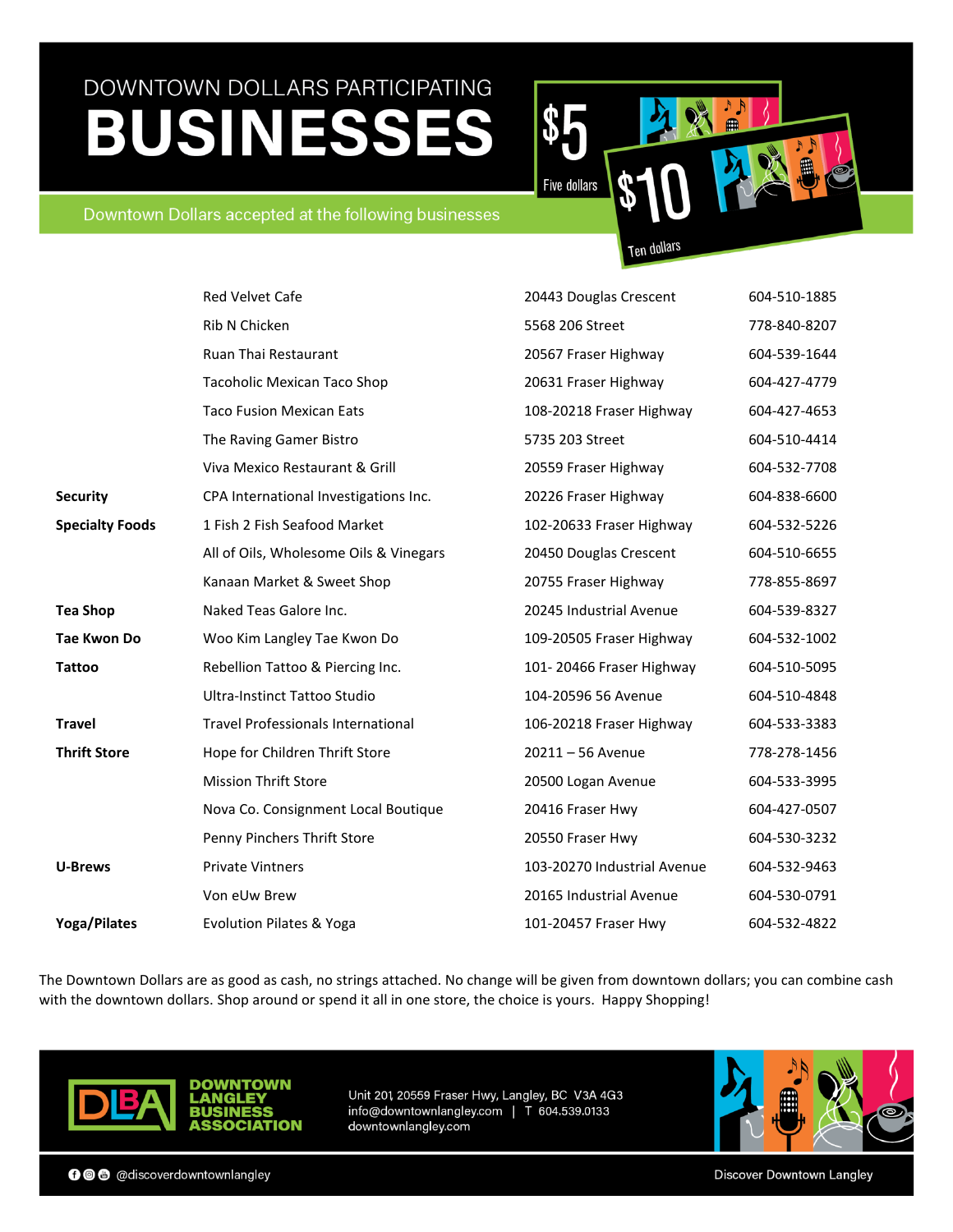# DOWNTOWN DOLLARS PARTICIPATING BUSINESSES

Downtown Dollars accepted at the following businesses

| | | | |
|---|---|---|---|
| | Red Velvet Cafe | 20443 Douglas Crescent | 604-510-1885 |
| | Rib N Chicken | 5568 206 Street | 778-840-8207 |
| | Ruan Thai Restaurant | 20567 Fraser Highway | 604-539-1644 |
| | Tacoholic Mexican Taco Shop | 20631 Fraser Highway | 604-427-4779 |
| | Taco Fusion Mexican Eats | 108-20218 Fraser Highway | 604-427-4653 |
| | The Raving Gamer Bistro | 5735 203 Street | 604-510-4414 |
| | Viva Mexico Restaurant & Grill | 20559 Fraser Highway | 604-532-7708 |
| **Security** | CPA International Investigations Inc. | 20226 Fraser Highway | 604-838-6600 |
| **Specialty Foods** | 1 Fish 2 Fish Seafood Market | 102-20633 Fraser Highway | 604-532-5226 |
| | All of Oils, Wholesome Oils & Vinegars | 20450 Douglas Crescent | 604-510-6655 |
| | Kanaan Market & Sweet Shop | 20755 Fraser Highway | 778-855-8697 |
| **Tea Shop** | Naked Teas Galore Inc. | 20245 Industrial Avenue | 604-539-8327 |
| **Tae Kwon Do** | Woo Kim Langley Tae Kwon Do | 109-20505 Fraser Highway | 604-532-1002 |
| **Tattoo** | Rebellion Tattoo & Piercing Inc. | 101- 20466 Fraser Highway | 604-510-5095 |
| | Ultra-Instinct Tattoo Studio | 104-20596 56 Avenue | 604-510-4848 |
| **Travel** | Travel Professionals International | 106-20218 Fraser Highway | 604-533-3383 |
| **Thrift Store** | Hope for Children Thrift Store | 20211 – 56 Avenue | 778-278-1456 |
| | Mission Thrift Store | 20500 Logan Avenue | 604-533-3995 |
| | Nova Co. Consignment Local Boutique | 20416 Fraser Hwy | 604-427-0507 |
| | Penny Pinchers Thrift Store | 20550 Fraser Hwy | 604-530-3232 |
| **U-Brews** | Private Vintners | 103-20270 Industrial Avenue | 604-532-9463 |
| | Von eUw Brew | 20165 Industrial Avenue | 604-530-0791 |
| **Yoga/Pilates** | Evolution Pilates & Yoga | 101-20457 Fraser Hwy | 604-532-4822 |

The Downtown Dollars are as good as cash, no strings attached. No change will be given from downtown dollars; you can combine cash with the downtown dollars. Shop around or spend it all in one store, the choice is yours. Happy Shopping!

DOWNTOWN LANGLEY BUSINESS ASSOCIATION

Unit 201, 20559 Fraser Hwy, Langley, BC V3A 4G3
info@downtownlangley.com | T 604.539.0133
downtownlangley.com

@discoverdowntownlangley

Discover Downtown Langley